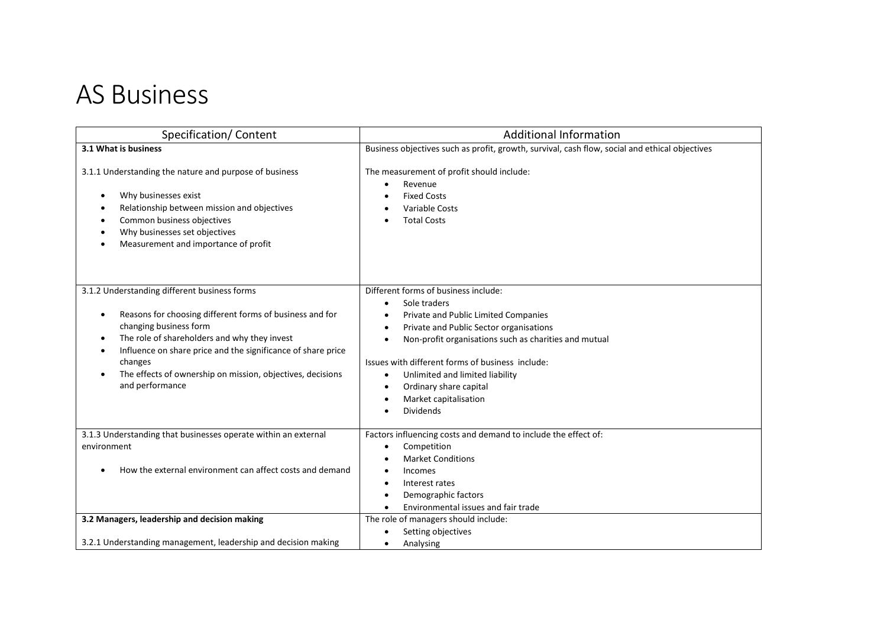# AS Business

| Specification/ Content | Additional Information |
|---|---|
| **3.1 What is business**<br><br>3.1.1 Understanding the nature and purpose of business<br><br>• Why businesses exist<br>• Relationship between mission and objectives<br>• Common business objectives<br>• Why businesses set objectives<br>• Measurement and importance of profit | Business objectives such as profit, growth, survival, cash flow, social and ethical objectives<br><br>The measurement of profit should include:<br>• Revenue<br>• Fixed Costs<br>• Variable Costs<br>• Total Costs |
| 3.1.2 Understanding different business forms<br><br>• Reasons for choosing different forms of business and for changing business form<br>• The role of shareholders and why they invest<br>• Influence on share price and the significance of share price changes<br>• The effects of ownership on mission, objectives, decisions and performance | Different forms of business include:<br>• Sole traders<br>• Private and Public Limited Companies<br>• Private and Public Sector organisations<br>• Non-profit organisations such as charities and mutual<br><br>Issues with different forms of business include:<br>• Unlimited and limited liability<br>• Ordinary share capital<br>• Market capitalisation<br>• Dividends |
| 3.1.3 Understanding that businesses operate within an external environment<br><br>• How the external environment can affect costs and demand | Factors influencing costs and demand to include the effect of:<br>• Competition<br>• Market Conditions<br>• Incomes<br>• Interest rates<br>• Demographic factors<br>• Environmental issues and fair trade |
| **3.2 Managers, leadership and decision making**<br><br>3.2.1 Understanding management, leadership and decision making | The role of managers should include:<br>• Setting objectives<br>• Analysing |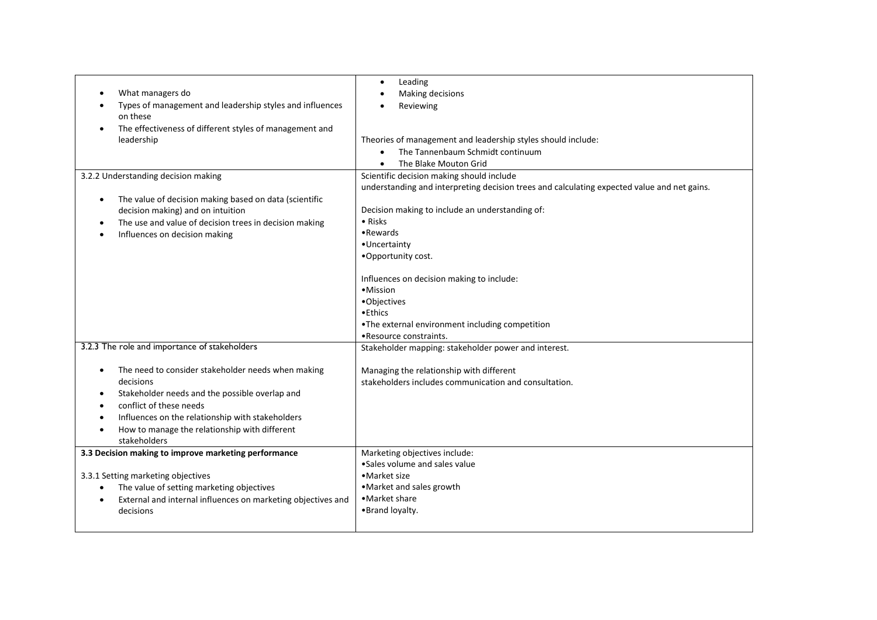| | |
|---|---|
| • What managers do<br>• Types of management and leadership styles and influences on these<br>• The effectiveness of different styles of management and leadership | • Leading<br>• Making decisions<br>• Reviewing<br><br>Theories of management and leadership styles should include:<br>• The Tannenbaum Schmidt continuum<br>• The Blake Mouton Grid |
| 3.2.2 Understanding decision making<br><br>• The value of decision making based on data (scientific decision making) and on intuition<br>• The use and value of decision trees in decision making<br>• Influences on decision making | Scientific decision making should include understanding and interpreting decision trees and calculating expected value and net gains.<br><br>Decision making to include an understanding of:<br>• Risks<br>•Rewards<br>•Uncertainty<br>•Opportunity cost.<br><br>Influences on decision making to include:<br>•Mission<br>•Objectives<br>•Ethics<br>•The external environment including competition<br>•Resource constraints. |
| 3.2.3 The role and importance of stakeholders<br><br>• The need to consider stakeholder needs when making decisions<br>• Stakeholder needs and the possible overlap and<br>• conflict of these needs<br>• Influences on the relationship with stakeholders<br>• How to manage the relationship with different stakeholders | Stakeholder mapping: stakeholder power and interest.<br><br>Managing the relationship with different stakeholders includes communication and consultation. |
| **3.3 Decision making to improve marketing performance**<br><br>3.3.1 Setting marketing objectives<br>• The value of setting marketing objectives<br>• External and internal influences on marketing objectives and decisions | Marketing objectives include:<br>•Sales volume and sales value<br>•Market size<br>•Market and sales growth<br>•Market share<br>•Brand loyalty. |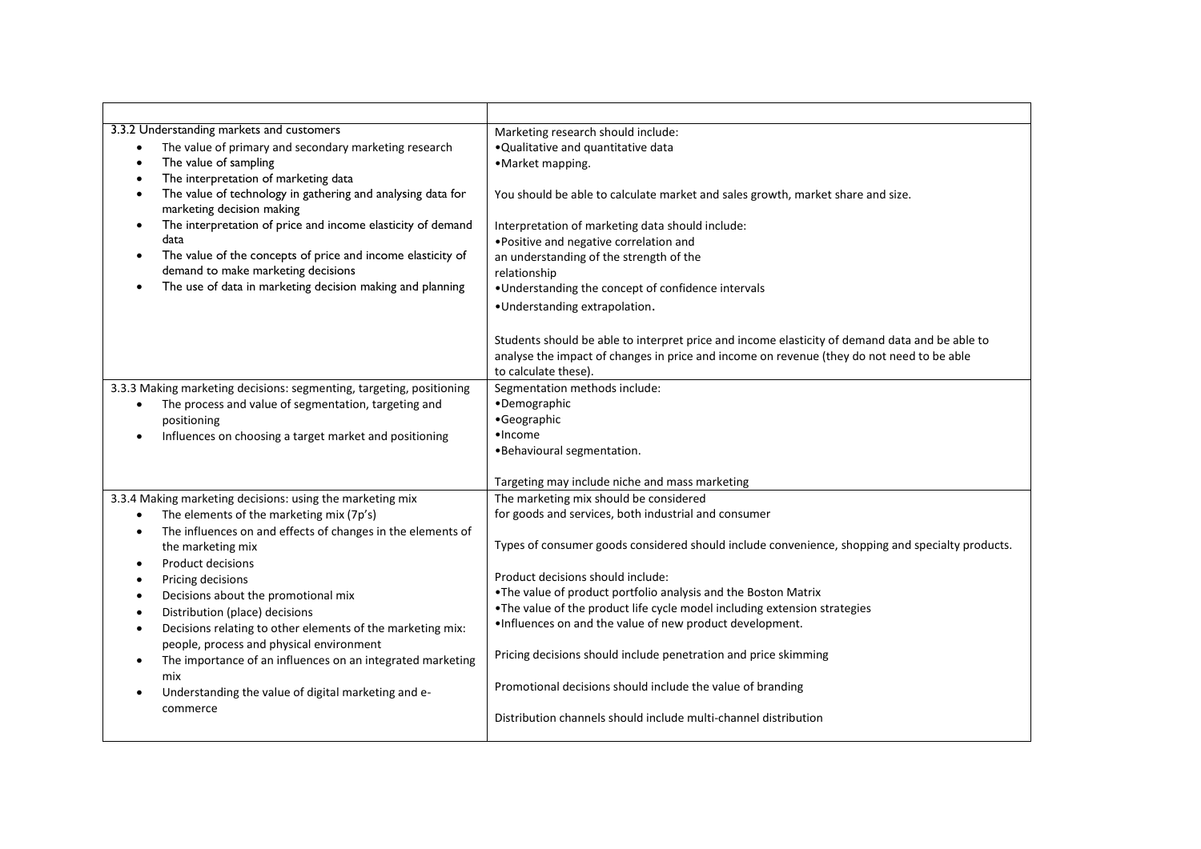| | |
|---|---|
| 3.3.2 Understanding markets and customers<br>• The value of primary and secondary marketing research<br>• The value of sampling<br>• The interpretation of marketing data<br>• The value of technology in gathering and analysing data for marketing decision making<br>• The interpretation of price and income elasticity of demand data<br>• The value of the concepts of price and income elasticity of demand to make marketing decisions<br>• The use of data in marketing decision making and planning | Marketing research should include:<br>•Qualitative and quantitative data<br>•Market mapping.<br><br>You should be able to calculate market and sales growth, market share and size.<br><br>Interpretation of marketing data should include:<br>•Positive and negative correlation and an understanding of the strength of the relationship<br>•Understanding the concept of confidence intervals<br>•Understanding extrapolation.<br><br>Students should be able to interpret price and income elasticity of demand data and be able to analyse the impact of changes in price and income on revenue (they do not need to be able to calculate these). |
| 3.3.3 Making marketing decisions: segmenting, targeting, positioning<br>• The process and value of segmentation, targeting and positioning<br>• Influences on choosing a target market and positioning | Segmentation methods include:<br>•Demographic<br>•Geographic<br>•Income<br>•Behavioural segmentation.<br><br>Targeting may include niche and mass marketing |
| 3.3.4 Making marketing decisions: using the marketing mix<br>• The elements of the marketing mix (7p's)<br>• The influences on and effects of changes in the elements of the marketing mix<br>• Product decisions<br>• Pricing decisions<br>• Decisions about the promotional mix<br>• Distribution (place) decisions<br>• Decisions relating to other elements of the marketing mix: people, process and physical environment<br>• The importance of an influences on an integrated marketing mix<br>• Understanding the value of digital marketing and e-commerce | The marketing mix should be considered for goods and services, both industrial and consumer<br><br>Types of consumer goods considered should include convenience, shopping and specialty products.<br><br>Product decisions should include:<br>•The value of product portfolio analysis and the Boston Matrix<br>•The value of the product life cycle model including extension strategies<br>•Influences on and the value of new product development.<br><br>Pricing decisions should include penetration and price skimming<br><br>Promotional decisions should include the value of branding<br><br>Distribution channels should include multi-channel distribution |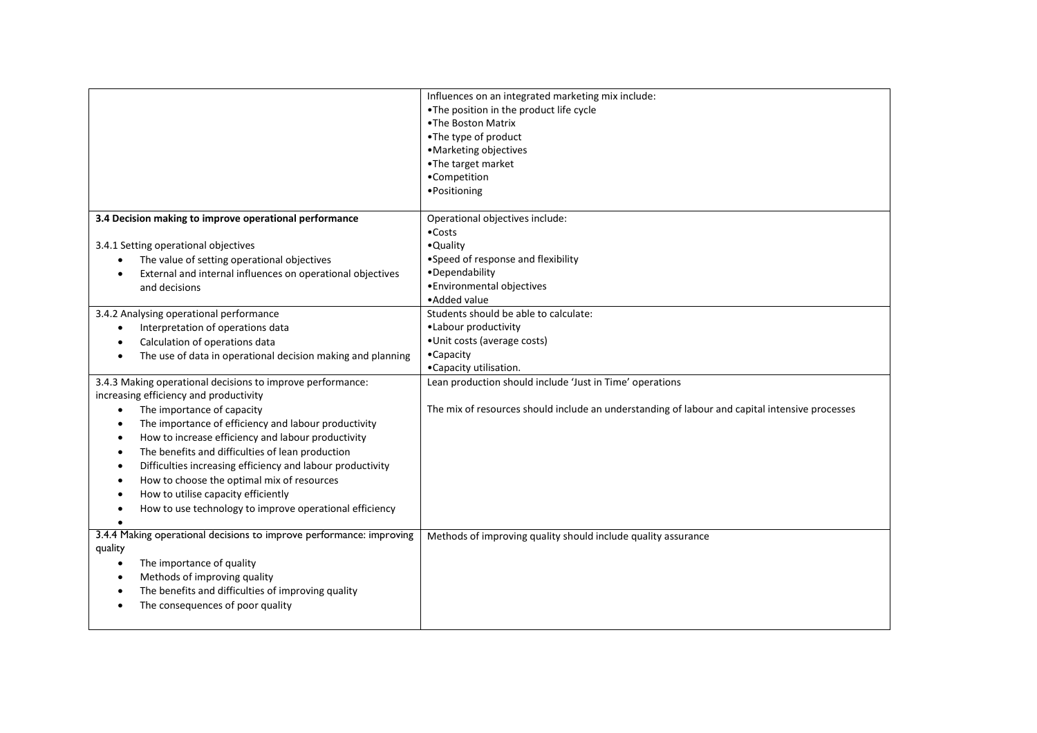| | |
|---|---|
| | Influences on an integrated marketing mix include:<br>•The position in the product life cycle<br>•The Boston Matrix<br>•The type of product<br>•Marketing objectives<br>•The target market<br>•Competition<br>•Positioning |
| **3.4 Decision making to improve operational performance**<br><br>3.4.1 Setting operational objectives<br>• The value of setting operational objectives<br>• External and internal influences on operational objectives and decisions | Operational objectives include:<br>•Costs<br>•Quality<br>•Speed of response and flexibility<br>•Dependability<br>•Environmental objectives<br>•Added value |
| 3.4.2 Analysing operational performance<br>• Interpretation of operations data<br>• Calculation of operations data<br>• The use of data in operational decision making and planning | Students should be able to calculate:<br>•Labour productivity<br>•Unit costs (average costs)<br>•Capacity<br>•Capacity utilisation. |
| 3.4.3 Making operational decisions to improve performance: increasing efficiency and productivity<br>• The importance of capacity<br>• The importance of efficiency and labour productivity<br>• How to increase efficiency and labour productivity<br>• The benefits and difficulties of lean production<br>• Difficulties increasing efficiency and labour productivity<br>• How to choose the optimal mix of resources<br>• How to utilise capacity efficiently<br>• How to use technology to improve operational efficiency<br>• | Lean production should include 'Just in Time' operations<br><br>The mix of resources should include an understanding of labour and capital intensive processes |
| 3.4.4 Making operational decisions to improve performance: improving quality<br>• The importance of quality<br>• Methods of improving quality<br>• The benefits and difficulties of improving quality<br>• The consequences of poor quality | Methods of improving quality should include quality assurance |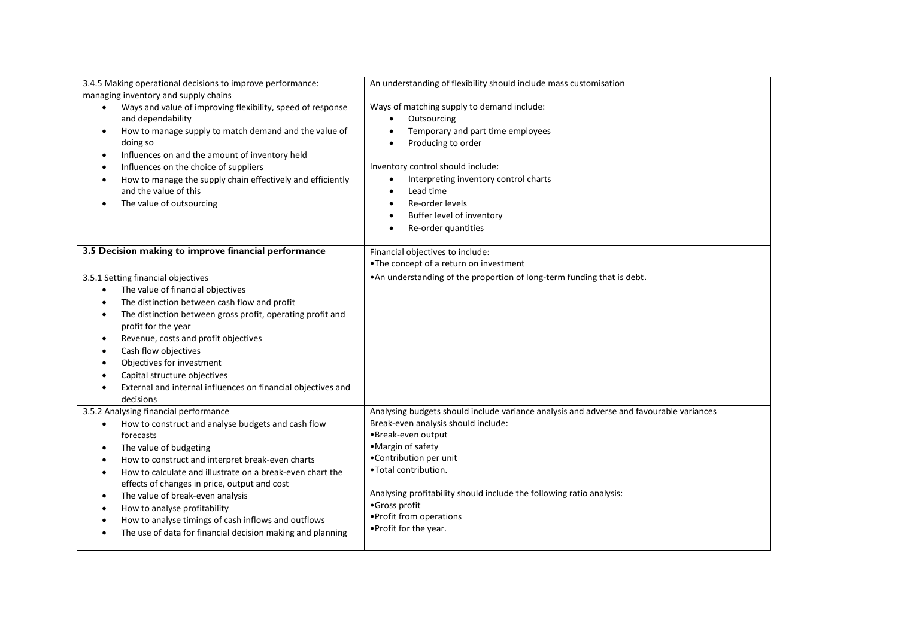| | |
|---|---|
| 3.4.5 Making operational decisions to improve performance: managing inventory and supply chains<br>• Ways and value of improving flexibility, speed of response and dependability<br>• How to manage supply to match demand and the value of doing so<br>• Influences on and the amount of inventory held<br>• Influences on the choice of suppliers<br>• How to manage the supply chain effectively and efficiently and the value of this<br>• The value of outsourcing | An understanding of flexibility should include mass customisation<br><br>Ways of matching supply to demand include:<br>• Outsourcing<br>• Temporary and part time employees<br>• Producing to order<br><br>Inventory control should include:<br>• Interpreting inventory control charts<br>• Lead time<br>• Re-order levels<br>• Buffer level of inventory<br>• Re-order quantities |
| **3.5 Decision making to improve financial performance**<br><br>3.5.1 Setting financial objectives<br>• The value of financial objectives<br>• The distinction between cash flow and profit<br>• The distinction between gross profit, operating profit and profit for the year<br>• Revenue, costs and profit objectives<br>• Cash flow objectives<br>• Objectives for investment<br>• Capital structure objectives<br>• External and internal influences on financial objectives and decisions | Financial objectives to include:<br>• The concept of a return on investment<br>• An understanding of the proportion of long-term funding that is debt. |
| 3.5.2 Analysing financial performance<br>• How to construct and analyse budgets and cash flow forecasts<br>• The value of budgeting<br>• How to construct and interpret break-even charts<br>• How to calculate and illustrate on a break-even chart the effects of changes in price, output and cost<br>• The value of break-even analysis<br>• How to analyse profitability<br>• How to analyse timings of cash inflows and outflows<br>• The use of data for financial decision making and planning | Analysing budgets should include variance analysis and adverse and favourable variances<br>Break-even analysis should include:<br>• Break-even output<br>• Margin of safety<br>• Contribution per unit<br>• Total contribution.<br><br>Analysing profitability should include the following ratio analysis:<br>• Gross profit<br>• Profit from operations<br>• Profit for the year. |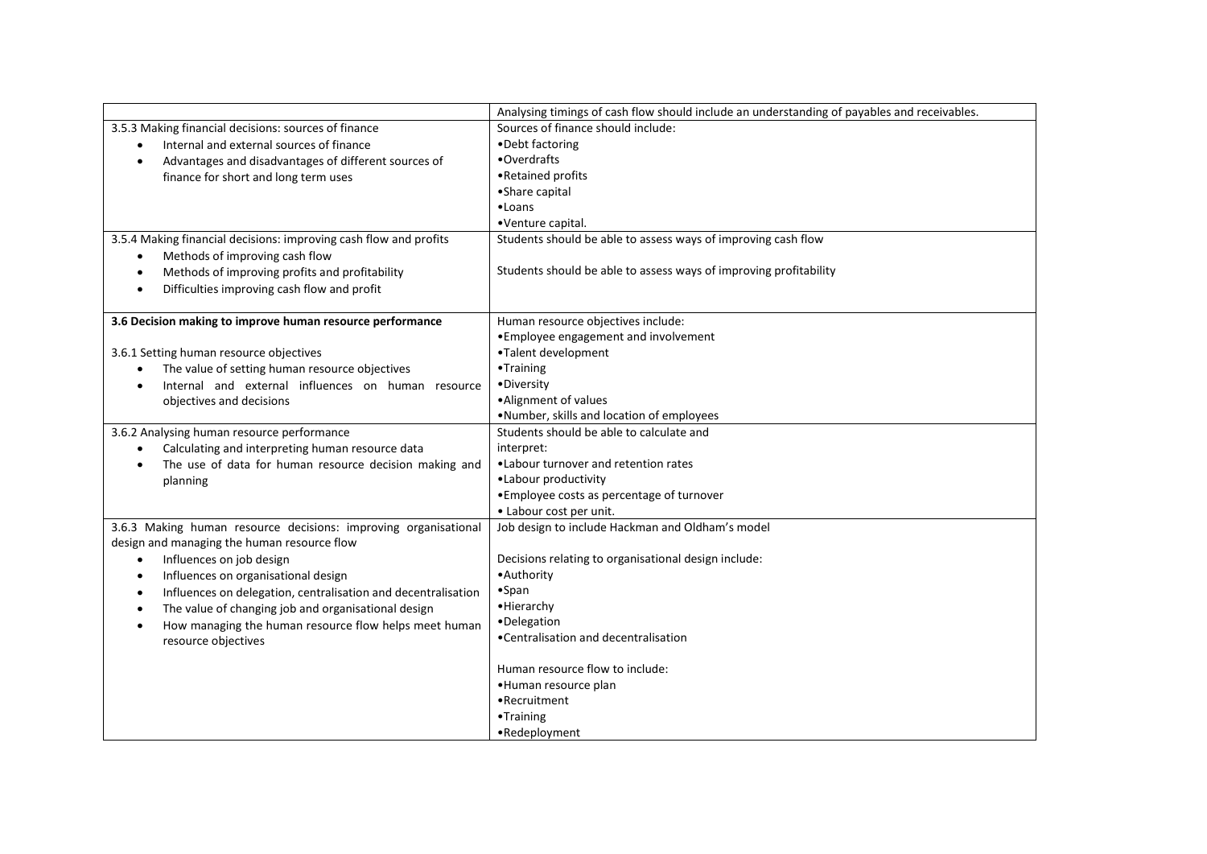| | |
|---|---|
| | Analysing timings of cash flow should include an understanding of payables and receivables. |
| 3.5.3 Making financial decisions: sources of finance<br>• Internal and external sources of finance<br>• Advantages and disadvantages of different sources of finance for short and long term uses | Sources of finance should include:<br>•Debt factoring<br>•Overdrafts<br>•Retained profits<br>•Share capital<br>•Loans<br>•Venture capital. |
| 3.5.4 Making financial decisions: improving cash flow and profits<br>• Methods of improving cash flow<br>• Methods of improving profits and profitability<br>• Difficulties improving cash flow and profit | Students should be able to assess ways of improving cash flow<br><br>Students should be able to assess ways of improving profitability |
| **3.6 Decision making to improve human resource performance**<br><br>3.6.1 Setting human resource objectives<br>• The value of setting human resource objectives<br>• Internal and external influences on human resource objectives and decisions | Human resource objectives include:<br>•Employee engagement and involvement<br>•Talent development<br>•Training<br>•Diversity<br>•Alignment of values<br>•Number, skills and location of employees |
| 3.6.2 Analysing human resource performance<br>• Calculating and interpreting human resource data<br>• The use of data for human resource decision making and planning | Students should be able to calculate and interpret:<br>•Labour turnover and retention rates<br>•Labour productivity<br>•Employee costs as percentage of turnover<br>• Labour cost per unit. |
| 3.6.3 Making human resource decisions: improving organisational design and managing the human resource flow<br>• Influences on job design<br>• Influences on organisational design<br>• Influences on delegation, centralisation and decentralisation<br>• The value of changing job and organisational design<br>• How managing the human resource flow helps meet human resource objectives | Job design to include Hackman and Oldham's model<br><br>Decisions relating to organisational design include:<br>•Authority<br>•Span<br>•Hierarchy<br>•Delegation<br>•Centralisation and decentralisation<br><br>Human resource flow to include:<br>•Human resource plan<br>•Recruitment<br>•Training<br>•Redeployment |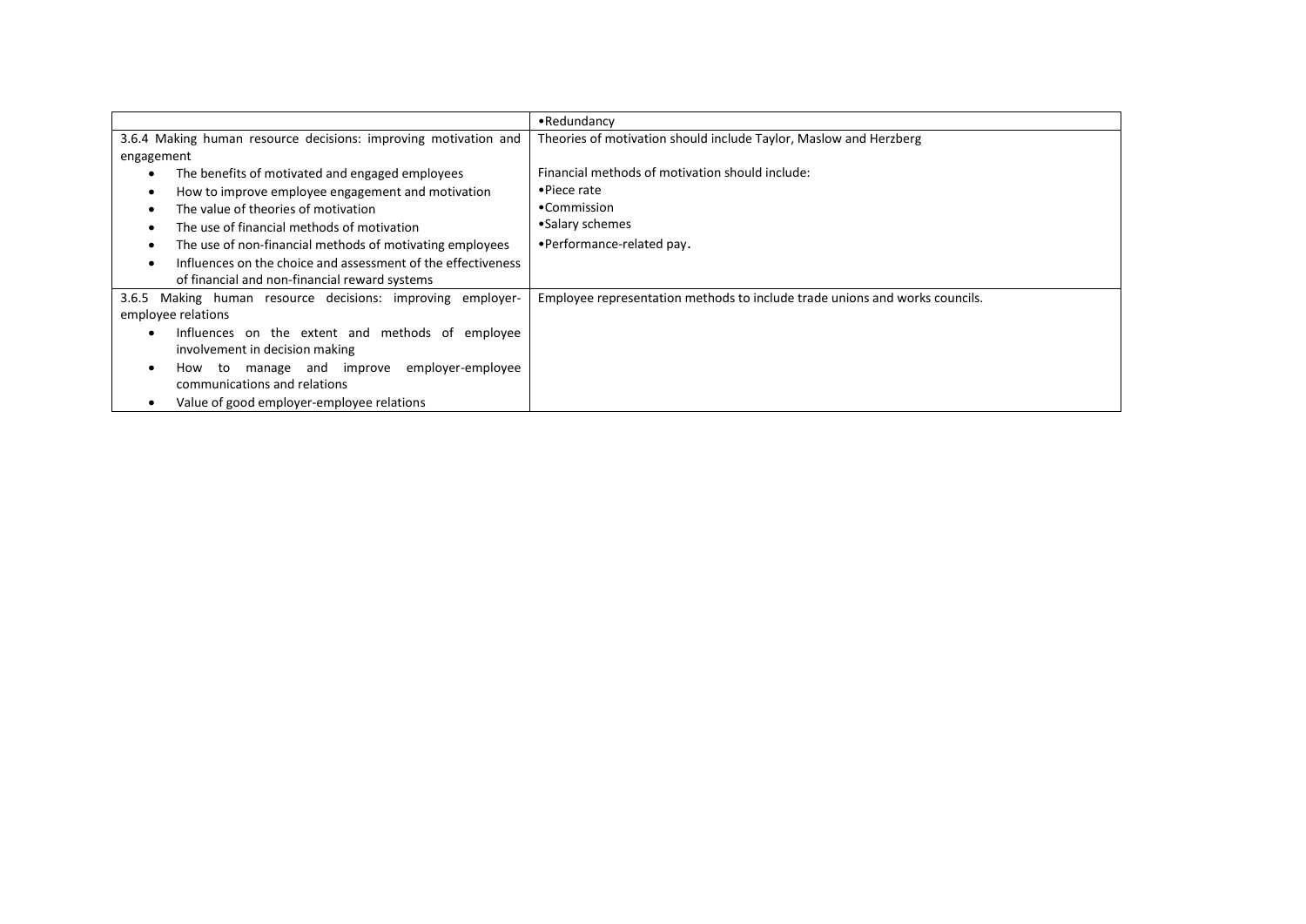| | |
|---|---|
| | •Redundancy |
| 3.6.4 Making human resource decisions: improving motivation and engagement<br>• The benefits of motivated and engaged employees<br>• How to improve employee engagement and motivation<br>• The value of theories of motivation<br>• The use of financial methods of motivation<br>• The use of non-financial methods of motivating employees<br>• Influences on the choice and assessment of the effectiveness of financial and non-financial reward systems | Theories of motivation should include Taylor, Maslow and Herzberg<br><br>Financial methods of motivation should include:<br>•Piece rate<br>•Commission<br>•Salary schemes<br>•Performance-related pay. |
| 3.6.5 Making human resource decisions: improving employer-employee relations<br>• Influences on the extent and methods of employee involvement in decision making<br>• How to manage and improve employer-employee communications and relations<br>• Value of good employer-employee relations | Employee representation methods to include trade unions and works councils. |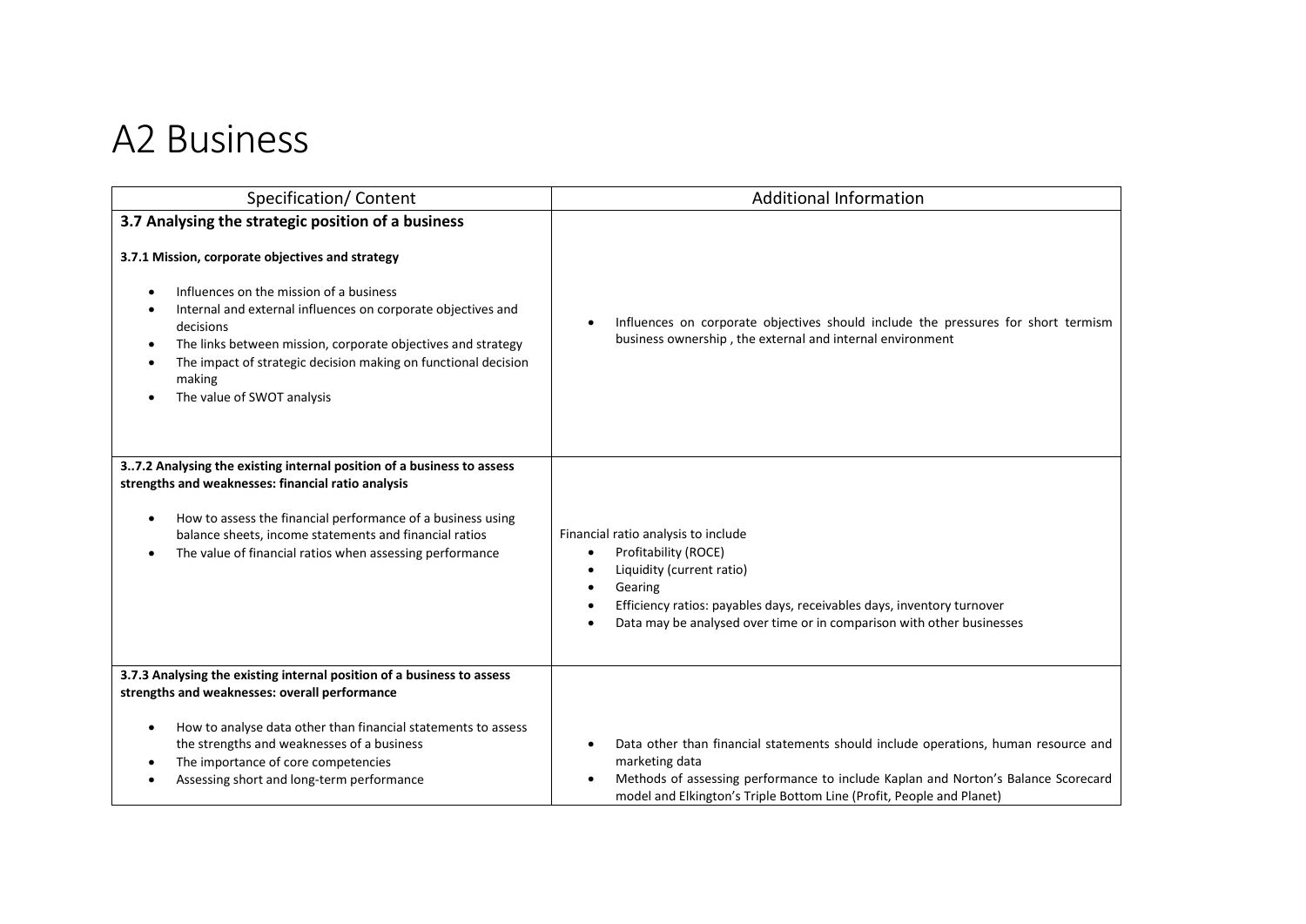# A2 Business

| Specification/ Content | Additional Information |
| --- | --- |
| **3.7 Analysing the strategic position of a business**<br><br>**3.7.1 Mission, corporate objectives and strategy**<br><br>• Influences on the mission of a business<br>• Internal and external influences on corporate objectives and decisions<br>• The links between mission, corporate objectives and strategy<br>• The impact of strategic decision making on functional decision making<br>• The value of SWOT analysis | • Influences on corporate objectives should include the pressures for short termism business ownership , the external and internal environment |
| **3..7.2 Analysing the existing internal position of a business to assess strengths and weaknesses: financial ratio analysis**<br><br>• How to assess the financial performance of a business using balance sheets, income statements and financial ratios<br>• The value of financial ratios when assessing performance | Financial ratio analysis to include<br>• Profitability (ROCE)<br>• Liquidity (current ratio)<br>• Gearing<br>• Efficiency ratios: payables days, receivables days, inventory turnover<br>• Data may be analysed over time or in comparison with other businesses |
| **3.7.3 Analysing the existing internal position of a business to assess strengths and weaknesses: overall performance**<br><br>• How to analyse data other than financial statements to assess the strengths and weaknesses of a business<br>• The importance of core competencies<br>• Assessing short and long-term performance | • Data other than financial statements should include operations, human resource and marketing data<br>• Methods of assessing performance to include Kaplan and Norton's Balance Scorecard model and Elkington's Triple Bottom Line (Profit, People and Planet) |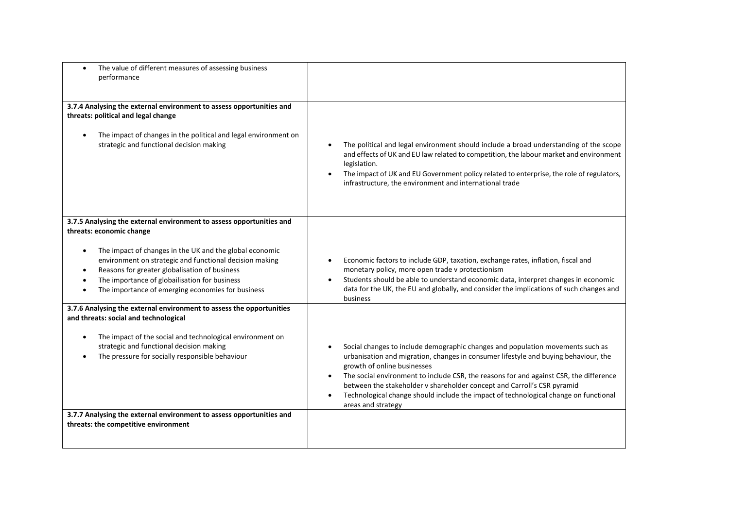| | |
|---|---|
| • The value of different measures of assessing business performance | |
| **3.7.4 Analysing the external environment to assess opportunities and threats: political and legal change**<br><br>• The impact of changes in the political and legal environment on strategic and functional decision making | • The political and legal environment should include a broad understanding of the scope and effects of UK and EU law related to competition, the labour market and environment legislation.<br>• The impact of UK and EU Government policy related to enterprise, the role of regulators, infrastructure, the environment and international trade |
| **3.7.5 Analysing the external environment to assess opportunities and threats: economic change**<br><br>• The impact of changes in the UK and the global economic environment on strategic and functional decision making<br>• Reasons for greater globalisation of business<br>• The importance of globailisation for business<br>• The importance of emerging economies for business | • Economic factors to include GDP, taxation, exchange rates, inflation, fiscal and monetary policy, more open trade v protectionism<br>• Students should be able to understand economic data, interpret changes in economic data for the UK, the EU and globally, and consider the implications of such changes and business |
| **3.7.6 Analysing the external environment to assess the opportunities and threats: social and technological**<br><br>• The impact of the social and technological environment on strategic and functional decision making<br>• The pressure for socially responsible behaviour | • Social changes to include demographic changes and population movements such as urbanisation and migration, changes in consumer lifestyle and buying behaviour, the growth of online businesses<br>• The social environment to include CSR, the reasons for and against CSR, the difference between the stakeholder v shareholder concept and Carroll's CSR pyramid<br>• Technological change should include the impact of technological change on functional areas and strategy |
| **3.7.7 Analysing the external environment to assess opportunities and threats: the competitive environment** | |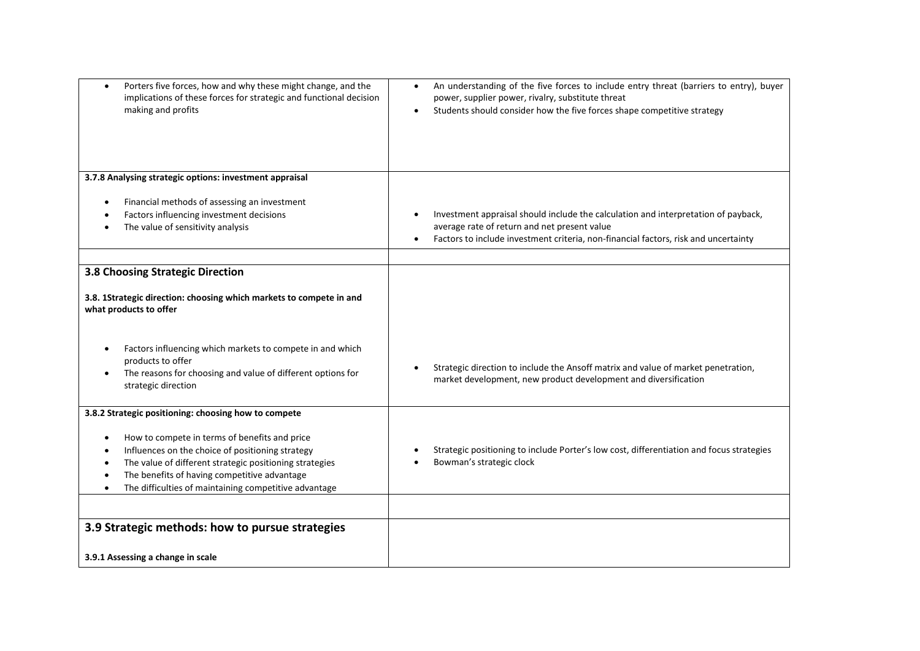| | |
|---|---|
| • Porters five forces, how and why these might change, and the implications of these forces for strategic and functional decision making and profits | • An understanding of the five forces to include entry threat (barriers to entry), buyer power, supplier power, rivalry, substitute threat<br>• Students should consider how the five forces shape competitive strategy |
| **3.7.8 Analysing strategic options: investment appraisal**<br><br>• Financial methods of assessing an investment<br>• Factors influencing investment decisions<br>• The value of sensitivity analysis | • Investment appraisal should include the calculation and interpretation of payback, average rate of return and net present value<br>• Factors to include investment criteria, non-financial factors, risk and uncertainty |
| | |
| **3.8 Choosing Strategic Direction**<br><br>**3.8. 1Strategic direction: choosing which markets to compete in and what products to offer**<br><br>• Factors influencing which markets to compete in and which products to offer<br>• The reasons for choosing and value of different options for strategic direction | • Strategic direction to include the Ansoff matrix and value of market penetration, market development, new product development and diversification |
| **3.8.2 Strategic positioning: choosing how to compete**<br><br>• How to compete in terms of benefits and price<br>• Influences on the choice of positioning strategy<br>• The value of different strategic positioning strategies<br>• The benefits of having competitive advantage<br>• The difficulties of maintaining competitive advantage | • Strategic positioning to include Porter's low cost, differentiation and focus strategies<br>• Bowman's strategic clock |
| | |
| **3.9 Strategic methods: how to pursue strategies**<br><br>**3.9.1 Assessing a change in scale** | |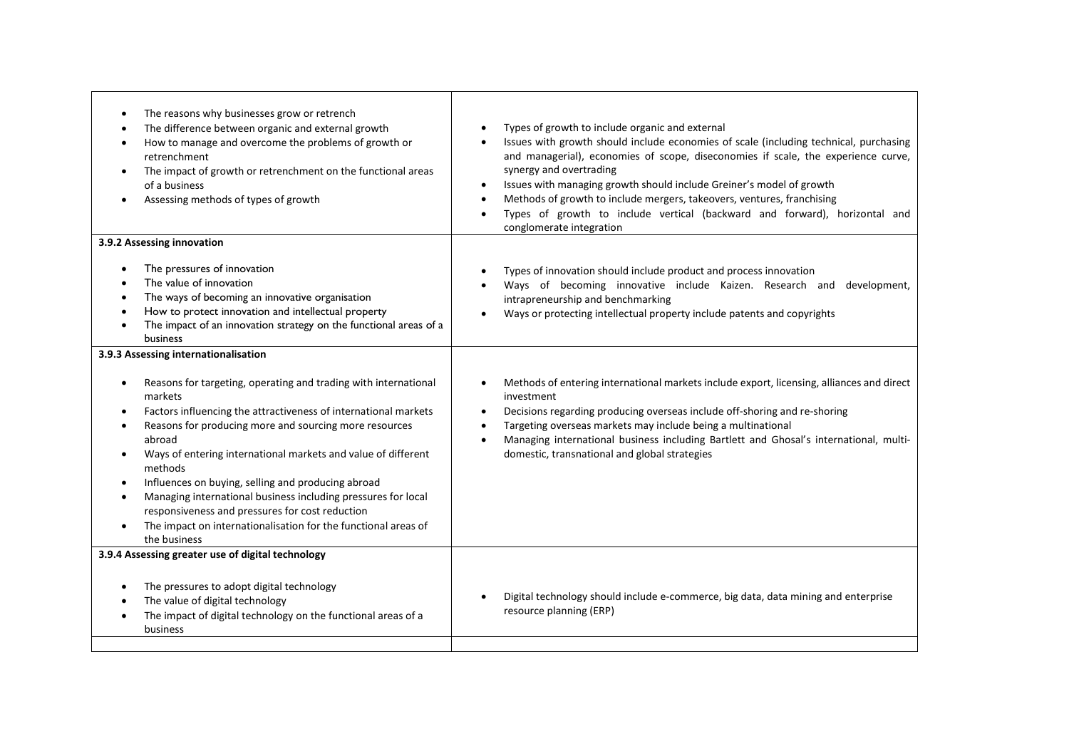| | |
|---|---|
| • The reasons why businesses grow or retrench<br>• The difference between organic and external growth<br>• How to manage and overcome the problems of growth or retrenchment<br>• The impact of growth or retrenchment on the functional areas of a business<br>• Assessing methods of types of growth | • Types of growth to include organic and external<br>• Issues with growth should include economies of scale (including technical, purchasing and managerial), economies of scope, diseconomies if scale, the experience curve, synergy and overtrading<br>• Issues with managing growth should include Greiner's model of growth<br>• Methods of growth to include mergers, takeovers, ventures, franchising<br>• Types of growth to include vertical (backward and forward), horizontal and conglomerate integration |
| **3.9.2 Assessing innovation**<br><br>• The pressures of innovation<br>• The value of innovation<br>• The ways of becoming an innovative organisation<br>• How to protect innovation and intellectual property<br>• The impact of an innovation strategy on the functional areas of a business | • Types of innovation should include product and process innovation<br>• Ways of becoming innovative include Kaizen. Research and development, intrapreneurship and benchmarking<br>• Ways or protecting intellectual property include patents and copyrights |
| **3.9.3 Assessing internationalisation**<br><br>• Reasons for targeting, operating and trading with international markets<br>• Factors influencing the attractiveness of international markets<br>• Reasons for producing more and sourcing more resources abroad<br>• Ways of entering international markets and value of different methods<br>• Influences on buying, selling and producing abroad<br>• Managing international business including pressures for local responsiveness and pressures for cost reduction<br>• The impact on internationalisation for the functional areas of the business | • Methods of entering international markets include export, licensing, alliances and direct investment<br>• Decisions regarding producing overseas include off-shoring and re-shoring<br>• Targeting overseas markets may include being a multinational<br>• Managing international business including Bartlett and Ghosal's international, multi-domestic, transnational and global strategies |
| **3.9.4 Assessing greater use of digital technology**<br><br>• The pressures to adopt digital technology<br>• The value of digital technology<br>• The impact of digital technology on the functional areas of a business | • Digital technology should include e-commerce, big data, data mining and enterprise resource planning (ERP) |
| | |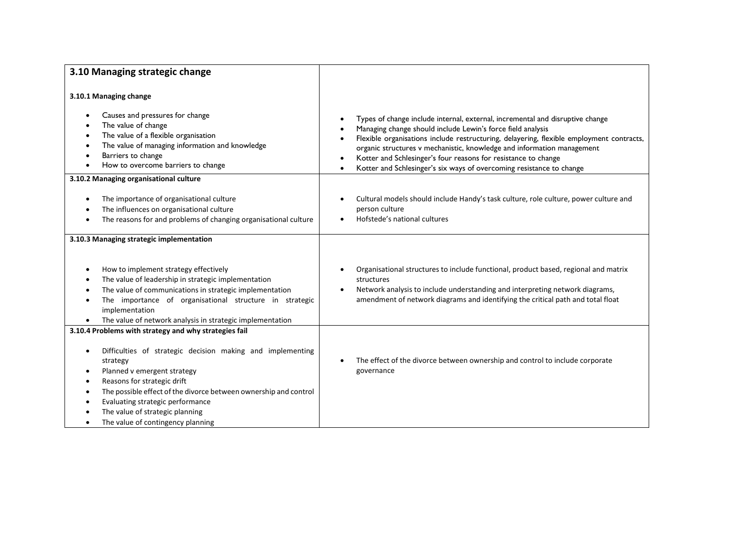| | |
|---|---|
| **3.10 Managing strategic change** | |
| **3.10.1 Managing change**<br><br>• Causes and pressures for change<br>• The value of change<br>• The value of a flexible organisation<br>• The value of managing information and knowledge<br>• Barriers to change<br>• How to overcome barriers to change | • Types of change include internal, external, incremental and disruptive change<br>• Managing change should include Lewin's force field analysis<br>• Flexible organisations include restructuring, delayering, flexible employment contracts, organic structures v mechanistic, knowledge and information management<br>• Kotter and Schlesinger's four reasons for resistance to change<br>• Kotter and Schlesinger's six ways of overcoming resistance to change |
| **3.10.2 Managing organisational culture**<br><br>• The importance of organisational culture<br>• The influences on organisational culture<br>• The reasons for and problems of changing organisational culture | • Cultural models should include Handy's task culture, role culture, power culture and person culture<br>• Hofstede's national cultures |
| **3.10.3 Managing strategic implementation**<br><br>• How to implement strategy effectively<br>• The value of leadership in strategic implementation<br>• The value of communications in strategic implementation<br>• The importance of organisational structure in strategic implementation<br>• The value of network analysis in strategic implementation | • Organisational structures to include functional, product based, regional and matrix structures<br>• Network analysis to include understanding and interpreting network diagrams, amendment of network diagrams and identifying the critical path and total float |
| **3.10.4 Problems with strategy and why strategies fail**<br><br>• Difficulties of strategic decision making and implementing strategy<br>• Planned v emergent strategy<br>• Reasons for strategic drift<br>• The possible effect of the divorce between ownership and control<br>• Evaluating strategic performance<br>• The value of strategic planning<br>• The value of contingency planning | • The effect of the divorce between ownership and control to include corporate governance |